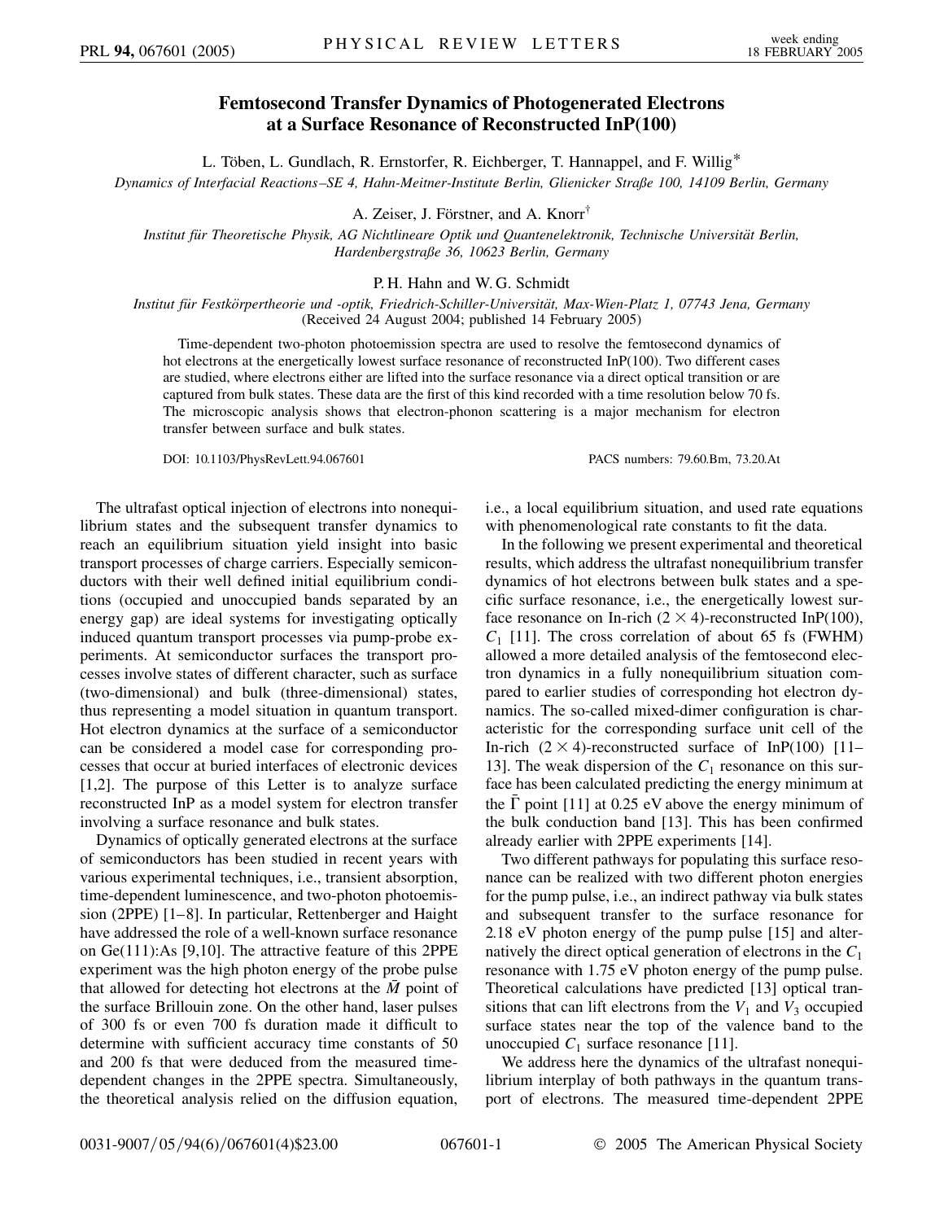# Femtosecond Transfer Dynamics of Photogenerated Electrons at a Surface Resonance of Reconstructed InP(100)

L. Töben, L. Gundlach, R. Ernstorfer, R. Eichberger, T. Hannappel, and F. Willig*

*Dynamics of Interfacial Reactions–SE 4, Hahn-Meitner-Institute Berlin, Glienicker Straße 100, 14109 Berlin, Germany*

A. Zeiser, J. Förstner, and A. Knorr†

*Institut für Theoretische Physik, AG Nichtlineare Optik und Quantenelektronik, Technische Universität Berlin, Hardenbergstraße 36, 10623 Berlin, Germany*

P. H. Hahn and W. G. Schmidt

*Institut für Festkörpertheorie und -optik, Friedrich-Schiller-Universität, Max-Wien-Platz 1, 07743 Jena, Germany*

(Received 24 August 2004; published 14 February 2005)

Time-dependent two-photon photoemission spectra are used to resolve the femtosecond dynamics of hot electrons at the energetically lowest surface resonance of reconstructed InP(100). Two different cases are studied, where electrons either are lifted into the surface resonance via a direct optical transition or are captured from bulk states. These data are the first of this kind recorded with a time resolution below 70 fs. The microscopic analysis shows that electron-phonon scattering is a major mechanism for electron transfer between surface and bulk states.

DOI: 10.1103/PhysRevLett.94.067601 PACS numbers: 79.60.Bm, 73.20.At

The ultrafast optical injection of electrons into nonequilibrium states and the subsequent transfer dynamics to reach an equilibrium situation yield insight into basic transport processes of charge carriers. Especially semiconductors with their well defined initial equilibrium conditions (occupied and unoccupied bands separated by an energy gap) are ideal systems for investigating optically induced quantum transport processes via pump-probe experiments. At semiconductor surfaces the transport processes involve states of different character, such as surface (two-dimensional) and bulk (three-dimensional) states, thus representing a model situation in quantum transport. Hot electron dynamics at the surface of a semiconductor can be considered a model case for corresponding processes that occur at buried interfaces of electronic devices [1,2]. The purpose of this Letter is to analyze surface reconstructed InP as a model system for electron transfer involving a surface resonance and bulk states.

Dynamics of optically generated electrons at the surface of semiconductors has been studied in recent years with various experimental techniques, i.e., transient absorption, time-dependent luminescence, and two-photon photoemission (2PPE) [1–8]. In particular, Rettenberger and Haight have addressed the role of a well-known surface resonance on Ge(111):As [9,10]. The attractive feature of this 2PPE experiment was the high photon energy of the probe pulse that allowed for detecting hot electrons at the $\bar{M}$ point of the surface Brillouin zone. On the other hand, laser pulses of 300 fs or even 700 fs duration made it difficult to determine with sufficient accuracy time constants of 50 and 200 fs that were deduced from the measured time-dependent changes in the 2PPE spectra. Simultaneously, the theoretical analysis relied on the diffusion equation, i.e., a local equilibrium situation, and used rate equations with phenomenological rate constants to fit the data.

In the following we present experimental and theoretical results, which address the ultrafast nonequilibrium transfer dynamics of hot electrons between bulk states and a specific surface resonance, i.e., the energetically lowest surface resonance on In-rich $(2 \times 4)$-reconstructed InP(100), $C_1$ [11]. The cross correlation of about 65 fs (FWHM) allowed a more detailed analysis of the femtosecond electron dynamics in a fully nonequilibrium situation compared to earlier studies of corresponding hot electron dynamics. The so-called mixed-dimer configuration is characteristic for the corresponding surface unit cell of the In-rich $(2 \times 4)$-reconstructed surface of InP(100) [11–13]. The weak dispersion of the $C_1$ resonance on this surface has been calculated predicting the energy minimum at the $\bar{\Gamma}$ point [11] at 0.25 eV above the energy minimum of the bulk conduction band [13]. This has been confirmed already earlier with 2PPE experiments [14].

Two different pathways for populating this surface resonance can be realized with two different photon energies for the pump pulse, i.e., an indirect pathway via bulk states and subsequent transfer to the surface resonance for 2.18 eV photon energy of the pump pulse [15] and alternatively the direct optical generation of electrons in the $C_1$ resonance with 1.75 eV photon energy of the pump pulse. Theoretical calculations have predicted [13] optical transitions that can lift electrons from the $V_1$ and $V_3$ occupied surface states near the top of the valence band to the unoccupied $C_1$ surface resonance [11].

We address here the dynamics of the ultrafast nonequilibrium interplay of both pathways in the quantum transport of electrons. The measured time-dependent 2PPE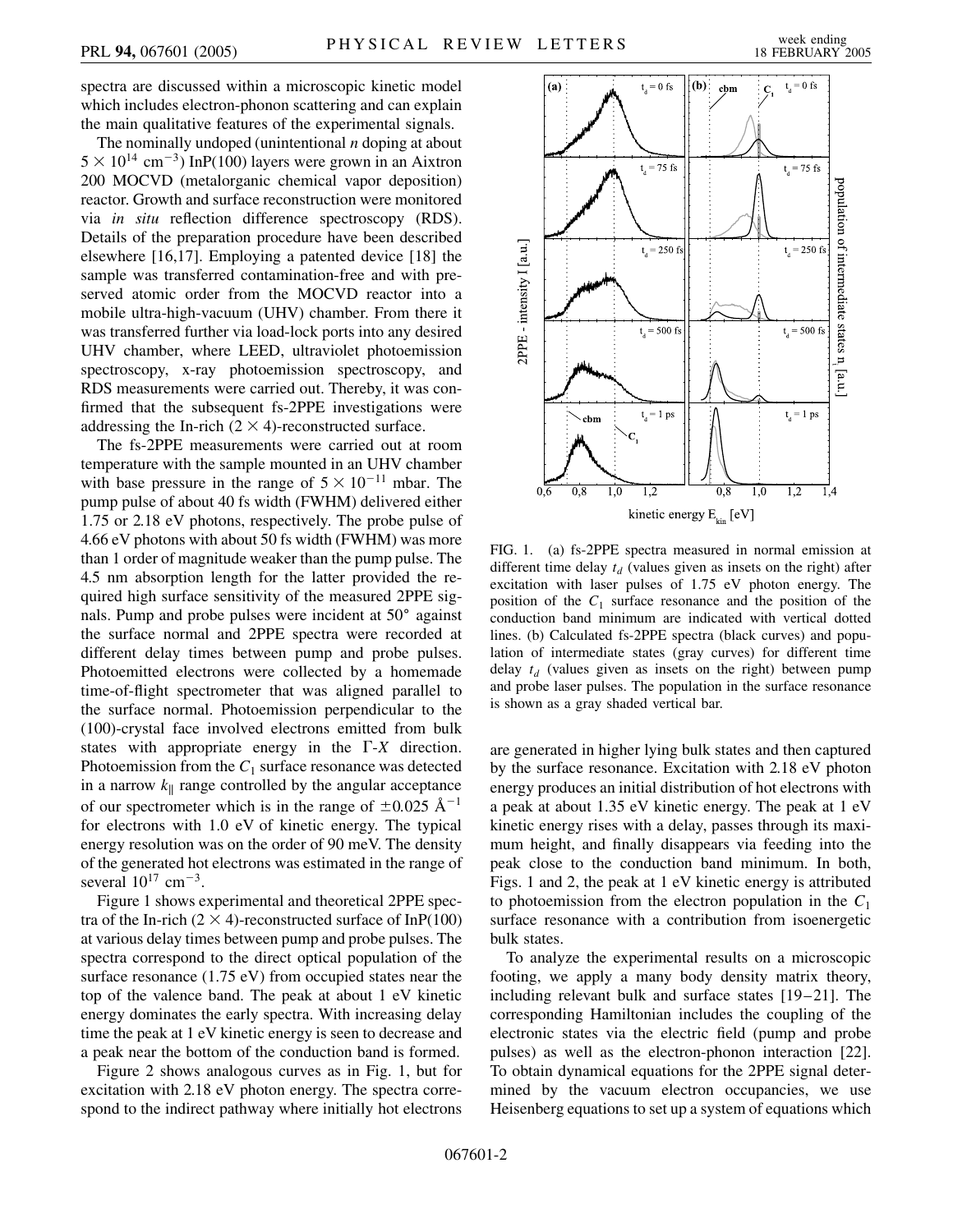spectra are discussed within a microscopic kinetic model which includes electron-phonon scattering and can explain the main qualitative features of the experimental signals.

The nominally undoped (unintentional $n$ doping at about $5 \times 10^{14}$ cm$^{-3}$) InP(100) layers were grown in an Aixtron 200 MOCVD (metalorganic chemical vapor deposition) reactor. Growth and surface reconstruction were monitored via *in situ* reflection difference spectroscopy (RDS). Details of the preparation procedure have been described elsewhere [16,17]. Employing a patented device [18] the sample was transferred contamination-free and with preserved atomic order from the MOCVD reactor into a mobile ultra-high-vacuum (UHV) chamber. From there it was transferred further via load-lock ports into any desired UHV chamber, where LEED, ultraviolet photoemission spectroscopy, x-ray photoemission spectroscopy, and RDS measurements were carried out. Thereby, it was confirmed that the subsequent fs-2PPE investigations were addressing the In-rich $(2 \times 4)$-reconstructed surface.

The fs-2PPE measurements were carried out at room temperature with the sample mounted in an UHV chamber with base pressure in the range of $5 \times 10^{-11}$ mbar. The pump pulse of about 40 fs width (FWHM) delivered either 1.75 or 2.18 eV photons, respectively. The probe pulse of 4.66 eV photons with about 50 fs width (FWHM) was more than 1 order of magnitude weaker than the pump pulse. The 4.5 nm absorption length for the latter provided the required high surface sensitivity of the measured 2PPE signals. Pump and probe pulses were incident at 50° against the surface normal and 2PPE spectra were recorded at different delay times between pump and probe pulses. Photoemitted electrons were collected by a homemade time-of-flight spectrometer that was aligned parallel to the surface normal. Photoemission perpendicular to the (100)-crystal face involved electrons emitted from bulk states with appropriate energy in the $\Gamma$-$X$ direction. Photoemission from the $C_1$ surface resonance was detected in a narrow $k_\parallel$ range controlled by the angular acceptance of our spectrometer which is in the range of $\pm 0.025$ Å$^{-1}$ for electrons with 1.0 eV of kinetic energy. The typical energy resolution was on the order of 90 meV. The density of the generated hot electrons was estimated in the range of several $10^{17}$ cm$^{-3}$.

Figure 1 shows experimental and theoretical 2PPE spectra of the In-rich $(2 \times 4)$-reconstructed surface of InP(100) at various delay times between pump and probe pulses. The spectra correspond to the direct optical population of the surface resonance (1.75 eV) from occupied states near the top of the valence band. The peak at about 1 eV kinetic energy dominates the early spectra. With increasing delay time the peak at 1 eV kinetic energy is seen to decrease and a peak near the bottom of the conduction band is formed.

Figure 2 shows analogous curves as in Fig. 1, but for excitation with 2.18 eV photon energy. The spectra correspond to the indirect pathway where initially hot electrons are generated in higher lying bulk states and then captured by the surface resonance. Excitation with 2.18 eV photon energy produces an initial distribution of hot electrons with a peak at about 1.35 eV kinetic energy. The peak at 1 eV kinetic energy rises with a delay, passes through its maximum height, and finally disappears via feeding into the peak close to the conduction band minimum. In both, Figs. 1 and 2, the peak at 1 eV kinetic energy is attributed to photoemission from the electron population in the $C_1$ surface resonance with a contribution from isoenergetic bulk states.

FIG. 1. (a) fs-2PPE spectra measured in normal emission at different time delay $t_d$ (values given as insets on the right) after excitation with laser pulses of 1.75 eV photon energy. The position of the $C_1$ surface resonance and the position of the conduction band minimum are indicated with vertical dotted lines. (b) Calculated fs-2PPE spectra (black curves) and population of intermediate states (gray curves) for different time delay $t_d$ (values given as insets on the right) between pump and probe laser pulses. The population in the surface resonance is shown as a gray shaded vertical bar.

To analyze the experimental results on a microscopic footing, we apply a many body density matrix theory, including relevant bulk and surface states [19–21]. The corresponding Hamiltonian includes the coupling of the electronic states via the electric field (pump and probe pulses) as well as the electron-phonon interaction [22]. To obtain dynamical equations for the 2PPE signal determined by the vacuum electron occupancies, we use Heisenberg equations to set up a system of equations which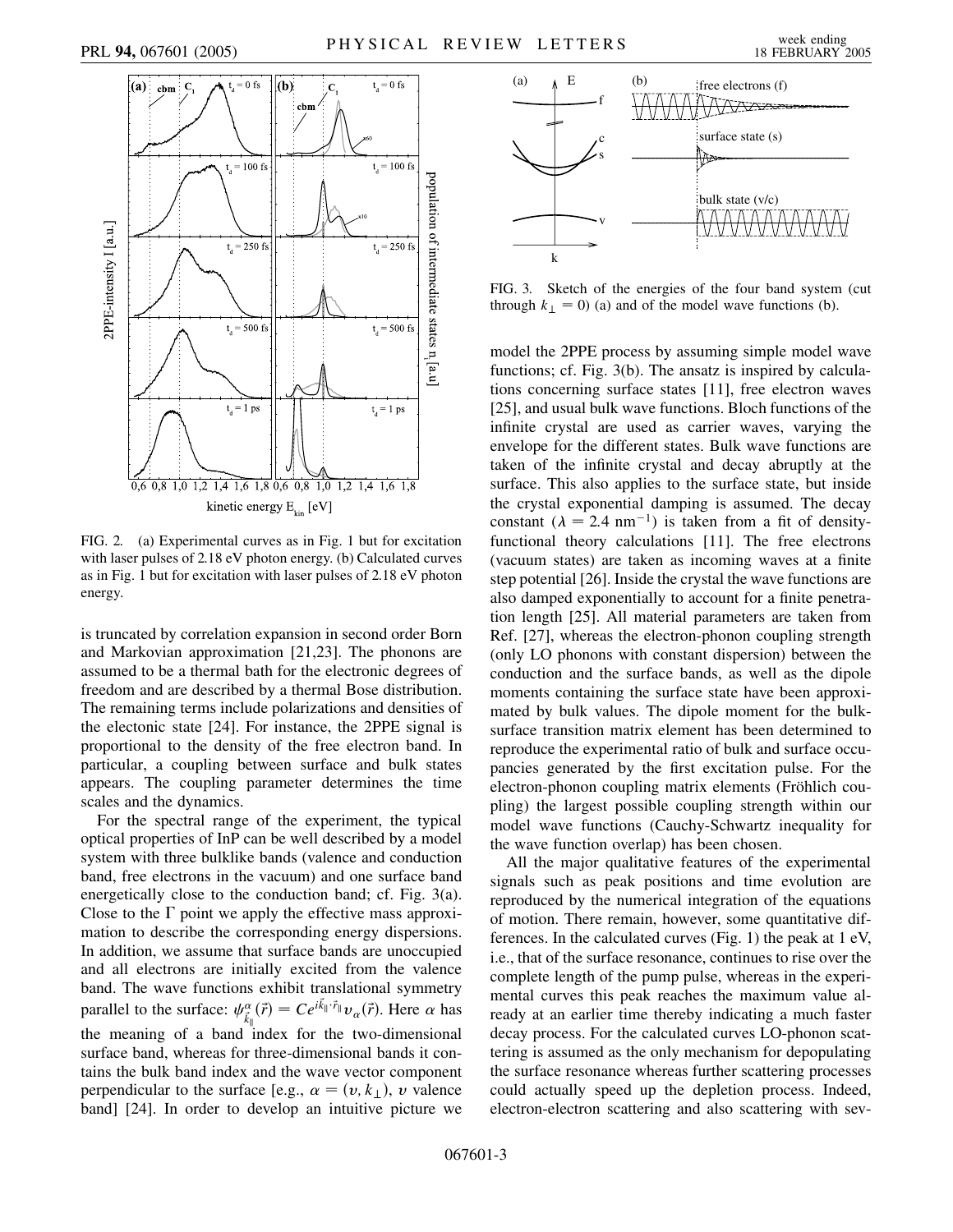FIG. 2. (a) Experimental curves as in Fig. 1 but for excitation with laser pulses of 2.18 eV photon energy. (b) Calculated curves as in Fig. 1 but for excitation with laser pulses of 2.18 eV photon energy.

is truncated by correlation expansion in second order Born and Markovian approximation [21,23]. The phonons are assumed to be a thermal bath for the electronic degrees of freedom and are described by a thermal Bose distribution. The remaining terms include polarizations and densities of the electonic state [24]. For instance, the 2PPE signal is proportional to the density of the free electron band. In particular, a coupling between surface and bulk states appears. The coupling parameter determines the time scales and the dynamics.

For the spectral range of the experiment, the typical optical properties of InP can be well described by a model system with three bulklike bands (valence and conduction band, free electrons in the vacuum) and one surface band energetically close to the conduction band; cf. Fig. 3(a). Close to the $\Gamma$ point we apply the effective mass approximation to describe the corresponding energy dispersions. In addition, we assume that surface bands are unoccupied and all electrons are initially excited from the valence band. The wave functions exhibit translational symmetry parallel to the surface: $\psi^{\alpha}_{\vec{k}_{\|}}(\vec{r}) = Ce^{i\vec{k}_{\|}\cdot\vec{r}_{\|}}v_{\alpha}(\vec{r})$. Here $\alpha$ has the meaning of a band index for the two-dimensional surface band, whereas for three-dimensional bands it contains the bulk band index and the wave vector component perpendicular to the surface [e.g., $\alpha = (v, k_{\perp})$, $v$ valence band] [24]. In order to develop an intuitive picture we model the 2PPE process by assuming simple model wave functions; cf. Fig. 3(b). The ansatz is inspired by calculations concerning surface states [11], free electron waves [25], and usual bulk wave functions. Bloch functions of the infinite crystal are used as carrier waves, varying the envelope for the different states. Bulk wave functions are taken of the infinite crystal and decay abruptly at the surface. This also applies to the surface state, but inside the crystal exponential damping is assumed. The decay constant ($\lambda = 2.4\ \mathrm{nm}^{-1}$) is taken from a fit of density-functional theory calculations [11]. The free electrons (vacuum states) are taken as incoming waves at a finite step potential [26]. Inside the crystal the wave functions are also damped exponentially to account for a finite penetration length [25]. All material parameters are taken from Ref. [27], whereas the electron-phonon coupling strength (only LO phonons with constant dispersion) between the conduction and the surface bands, as well as the dipole moments containing the surface state have been approximated by bulk values. The dipole moment for the bulk-surface transition matrix element has been determined to reproduce the experimental ratio of bulk and surface occupancies generated by the first excitation pulse. For the electron-phonon coupling matrix elements (Fröhlich coupling) the largest possible coupling strength within our model wave functions (Cauchy-Schwartz inequality for the wave function overlap) has been chosen.

FIG. 3. Sketch of the energies of the four band system (cut through $k_{\perp} = 0$) (a) and of the model wave functions (b).

All the major qualitative features of the experimental signals such as peak positions and time evolution are reproduced by the numerical integration of the equations of motion. There remain, however, some quantitative differences. In the calculated curves (Fig. 1) the peak at 1 eV, i.e., that of the surface resonance, continues to rise over the complete length of the pump pulse, whereas in the experimental curves this peak reaches the maximum value already at an earlier time thereby indicating a much faster decay process. For the calculated curves LO-phonon scattering is assumed as the only mechanism for depopulating the surface resonance whereas further scattering processes could actually speed up the depletion process. Indeed, electron-electron scattering and also scattering with sev-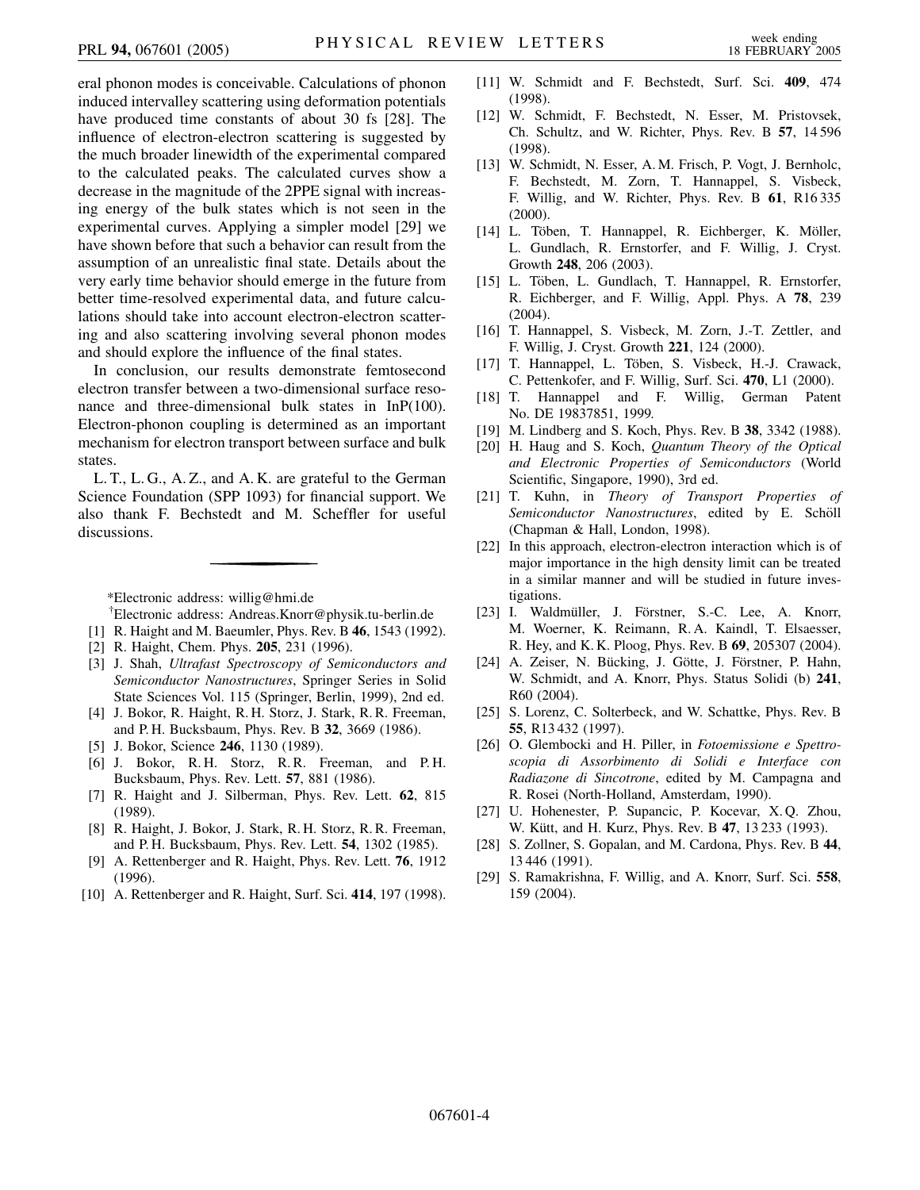eral phonon modes is conceivable. Calculations of phonon induced intervalley scattering using deformation potentials have produced time constants of about 30 fs [28]. The influence of electron-electron scattering is suggested by the much broader linewidth of the experimental compared to the calculated peaks. The calculated curves show a decrease in the magnitude of the 2PPE signal with increasing energy of the bulk states which is not seen in the experimental curves. Applying a simpler model [29] we have shown before that such a behavior can result from the assumption of an unrealistic final state. Details about the very early time behavior should emerge in the future from better time-resolved experimental data, and future calculations should take into account electron-electron scattering and also scattering involving several phonon modes and should explore the influence of the final states.

In conclusion, our results demonstrate femtosecond electron transfer between a two-dimensional surface resonance and three-dimensional bulk states in InP(100). Electron-phonon coupling is determined as an important mechanism for electron transport between surface and bulk states.

L. T., L. G., A. Z., and A. K. are grateful to the German Science Foundation (SPP 1093) for financial support. We also thank F. Bechstedt and M. Scheffler for useful discussions.

---

*Electronic address: willig@hmi.de

†Electronic address: Andreas.Knorr@physik.tu-berlin.de

[1] R. Haight and M. Baeumler, Phys. Rev. B **46**, 1543 (1992).

[2] R. Haight, Chem. Phys. **205**, 231 (1996).

[3] J. Shah, *Ultrafast Spectroscopy of Semiconductors and Semiconductor Nanostructures*, Springer Series in Solid State Sciences Vol. 115 (Springer, Berlin, 1999), 2nd ed.

[4] J. Bokor, R. Haight, R. H. Storz, J. Stark, R. R. Freeman, and P. H. Bucksbaum, Phys. Rev. B **32**, 3669 (1986).

[5] J. Bokor, Science **246**, 1130 (1989).

[6] J. Bokor, R. H. Storz, R. R. Freeman, and P. H. Bucksbaum, Phys. Rev. Lett. **57**, 881 (1986).

[7] R. Haight and J. Silberman, Phys. Rev. Lett. **62**, 815 (1989).

[8] R. Haight, J. Bokor, J. Stark, R. H. Storz, R. R. Freeman, and P. H. Bucksbaum, Phys. Rev. Lett. **54**, 1302 (1985).

[9] A. Rettenberger and R. Haight, Phys. Rev. Lett. **76**, 1912 (1996).

[10] A. Rettenberger and R. Haight, Surf. Sci. **414**, 197 (1998).

[11] W. Schmidt and F. Bechstedt, Surf. Sci. **409**, 474 (1998).

[12] W. Schmidt, F. Bechstedt, N. Esser, M. Pristovsek, Ch. Schultz, and W. Richter, Phys. Rev. B **57**, 14 596 (1998).

[13] W. Schmidt, N. Esser, A. M. Frisch, P. Vogt, J. Bernholc, F. Bechstedt, M. Zorn, T. Hannappel, S. Visbeck, F. Willig, and W. Richter, Phys. Rev. B **61**, R16 335 (2000).

[14] L. Töben, T. Hannappel, R. Eichberger, K. Möller, L. Gundlach, R. Ernstorfer, and F. Willig, J. Cryst. Growth **248**, 206 (2003).

[15] L. Töben, L. Gundlach, T. Hannappel, R. Ernstorfer, R. Eichberger, and F. Willig, Appl. Phys. A **78**, 239 (2004).

[16] T. Hannappel, S. Visbeck, M. Zorn, J.-T. Zettler, and F. Willig, J. Cryst. Growth **221**, 124 (2000).

[17] T. Hannappel, L. Töben, S. Visbeck, H.-J. Crawack, C. Pettenkofer, and F. Willig, Surf. Sci. **470**, L1 (2000).

[18] T. Hannappel and F. Willig, German Patent No. DE 19837851, 1999.

[19] M. Lindberg and S. Koch, Phys. Rev. B **38**, 3342 (1988).

[20] H. Haug and S. Koch, *Quantum Theory of the Optical and Electronic Properties of Semiconductors* (World Scientific, Singapore, 1990), 3rd ed.

[21] T. Kuhn, in *Theory of Transport Properties of Semiconductor Nanostructures*, edited by E. Schöll (Chapman & Hall, London, 1998).

[22] In this approach, electron-electron interaction which is of major importance in the high density limit can be treated in a similar manner and will be studied in future investigations.

[23] I. Waldmüller, J. Förstner, S.-C. Lee, A. Knorr, M. Woerner, K. Reimann, R. A. Kaindl, T. Elsaesser, R. Hey, and K. K. Ploog, Phys. Rev. B **69**, 205307 (2004).

[24] A. Zeiser, N. Bücking, J. Götte, J. Förstner, P. Hahn, W. Schmidt, and A. Knorr, Phys. Status Solidi (b) **241**, R60 (2004).

[25] S. Lorenz, C. Solterbeck, and W. Schattke, Phys. Rev. B **55**, R13 432 (1997).

[26] O. Glembocki and H. Piller, in *Fotoemissione e Spettroscopia di Assorbimento di Solidi e Interface con Radiazone di Sincotrone*, edited by M. Campagna and R. Rosei (North-Holland, Amsterdam, 1990).

[27] U. Hohenester, P. Supancic, P. Kocevar, X. Q. Zhou, W. Kütt, and H. Kurz, Phys. Rev. B **47**, 13 233 (1993).

[28] S. Zollner, S. Gopalan, and M. Cardona, Phys. Rev. B **44**, 13 446 (1991).

[29] S. Ramakrishna, F. Willig, and A. Knorr, Surf. Sci. **558**, 159 (2004).